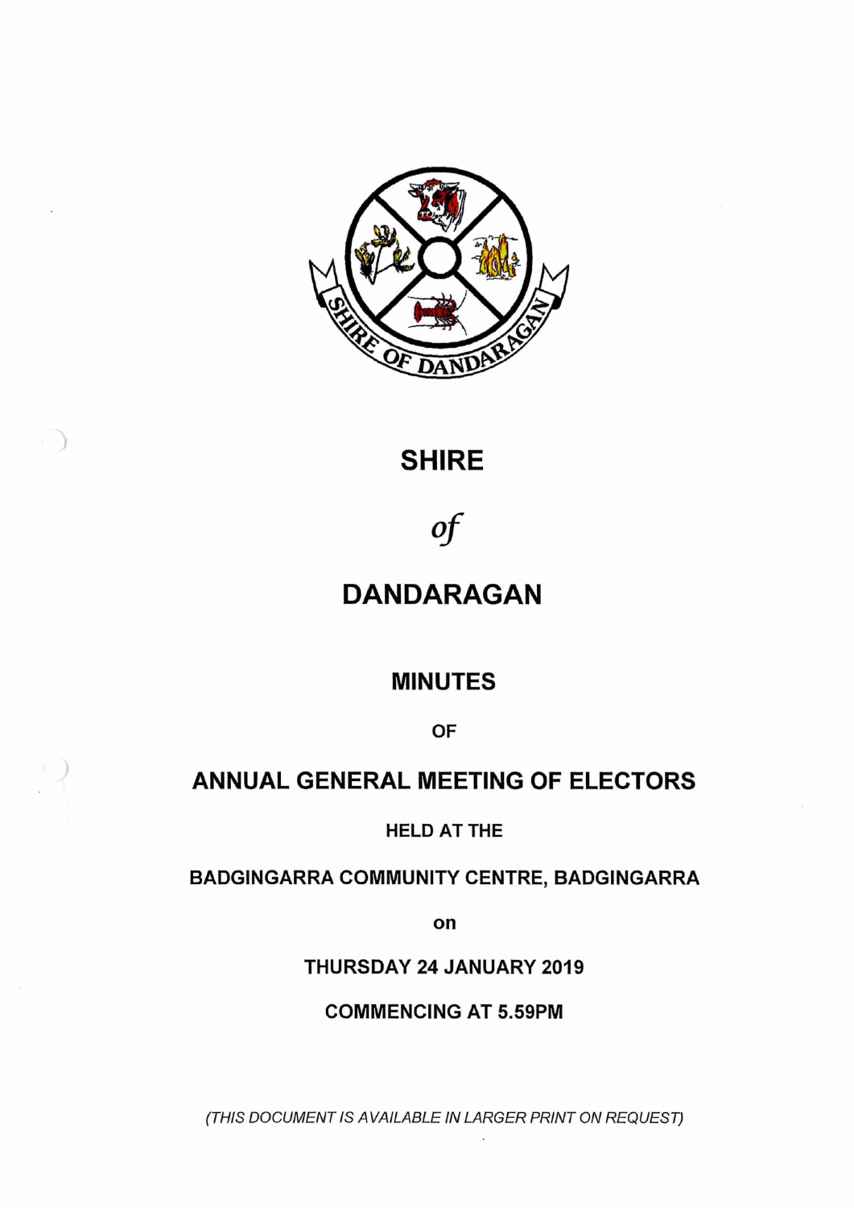# SHIRE

*of*

# DANDARAGAN

## MINUTES

OF

## ANNUAL GENERAL MEETING OF ELECTORS

HELD AT THE

BADGINGARRA COMMUNITY CENTRE, BADGINGARRA

on

THURSDAY 24 JANUARY 2019

COMMENCING AT 5.59PM

*(THIS DOCUMENT IS AVAILABLE IN LARGER PRINT ON REQUEST)*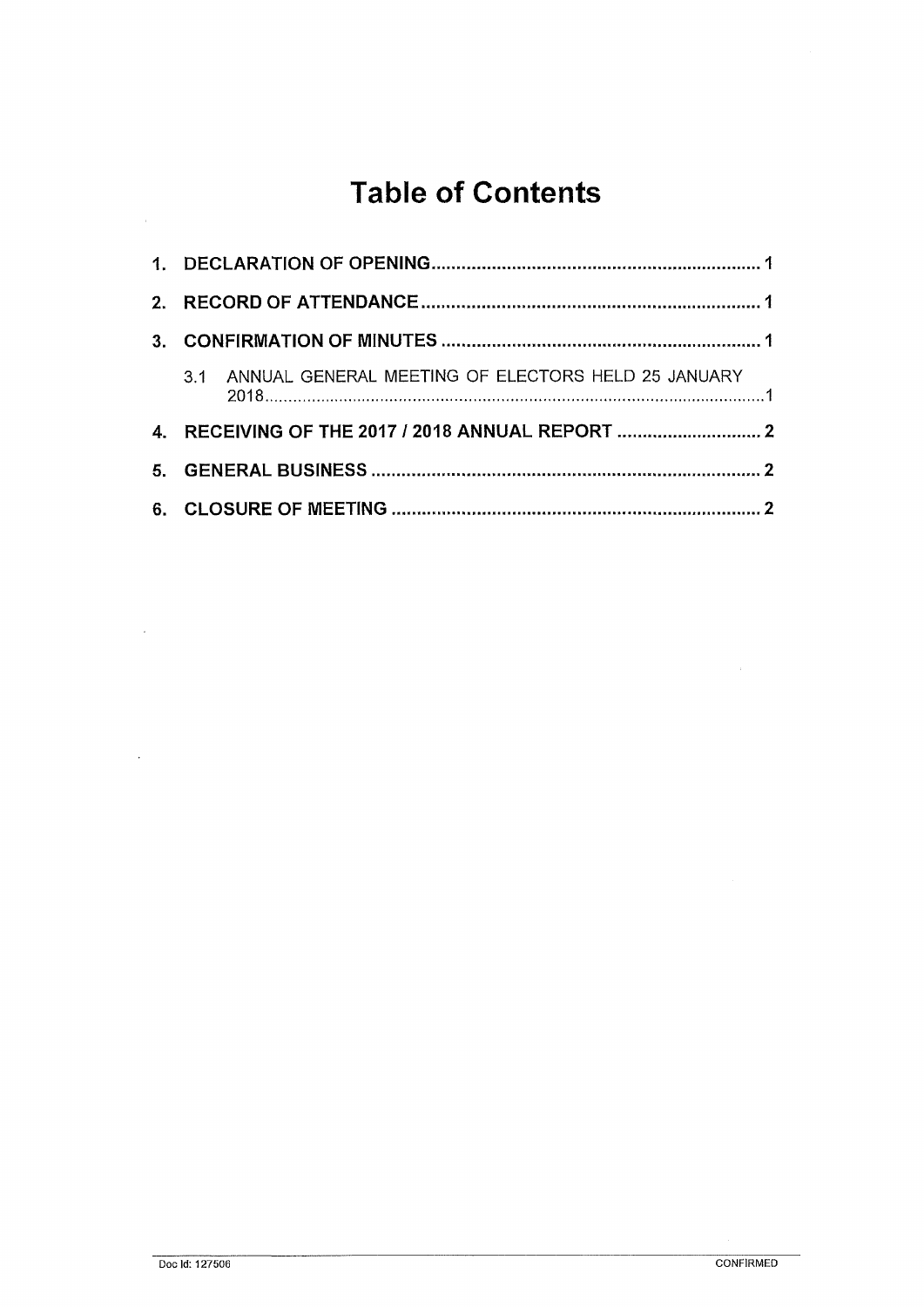# Table of Contents

1. **DECLARATION OF OPENING** .......... 1
2. **RECORD OF ATTENDANCE** .......... 1
3. **CONFIRMATION OF MINUTES** .......... 1
   - 3.1 ANNUAL GENERAL MEETING OF ELECTORS HELD 25 JANUARY 2018 .......... 1
4. **RECEIVING OF THE 2017 / 2018 ANNUAL REPORT** .......... 2
5. **GENERAL BUSINESS** .......... 2
6. **CLOSURE OF MEETING** .......... 2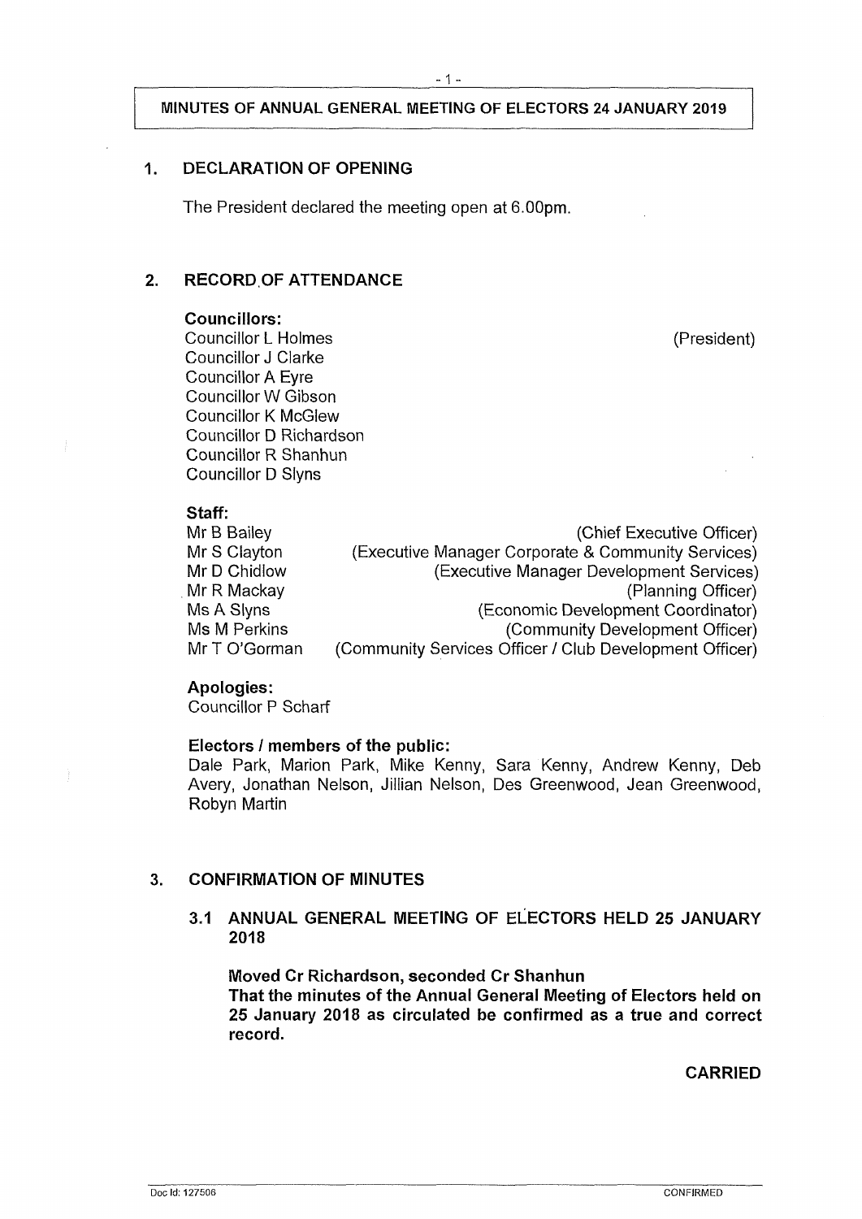**MINUTES OF ANNUAL GENERAL MEETING OF ELECTORS 24 JANUARY 2019**

## 1. DECLARATION OF OPENING

The President declared the meeting open at 6.00pm.

## 2. RECORD OF ATTENDANCE

**Councillors:**

Councillor L Holmes (President)
Councillor J Clarke
Councillor A Eyre
Councillor W Gibson
Councillor K McGlew
Councillor D Richardson
Councillor R Shanhun
Councillor D Slyns

**Staff:**

| | |
|---|---|
| Mr B Bailey | (Chief Executive Officer) |
| Mr S Clayton | (Executive Manager Corporate & Community Services) |
| Mr D Chidlow | (Executive Manager Development Services) |
| Mr R Mackay | (Planning Officer) |
| Ms A Slyns | (Economic Development Coordinator) |
| Ms M Perkins | (Community Development Officer) |
| Mr T O'Gorman | (Community Services Officer / Club Development Officer) |

**Apologies:**

Councillor P Scharf

**Electors / members of the public:**

Dale Park, Marion Park, Mike Kenny, Sara Kenny, Andrew Kenny, Deb Avery, Jonathan Nelson, Jillian Nelson, Des Greenwood, Jean Greenwood, Robyn Martin

## 3. CONFIRMATION OF MINUTES

### 3.1 ANNUAL GENERAL MEETING OF ELECTORS HELD 25 JANUARY 2018

**Moved Cr Richardson, seconded Cr Shanhun**
**That the minutes of the Annual General Meeting of Electors held on 25 January 2018 as circulated be confirmed as a true and correct record.**

**CARRIED**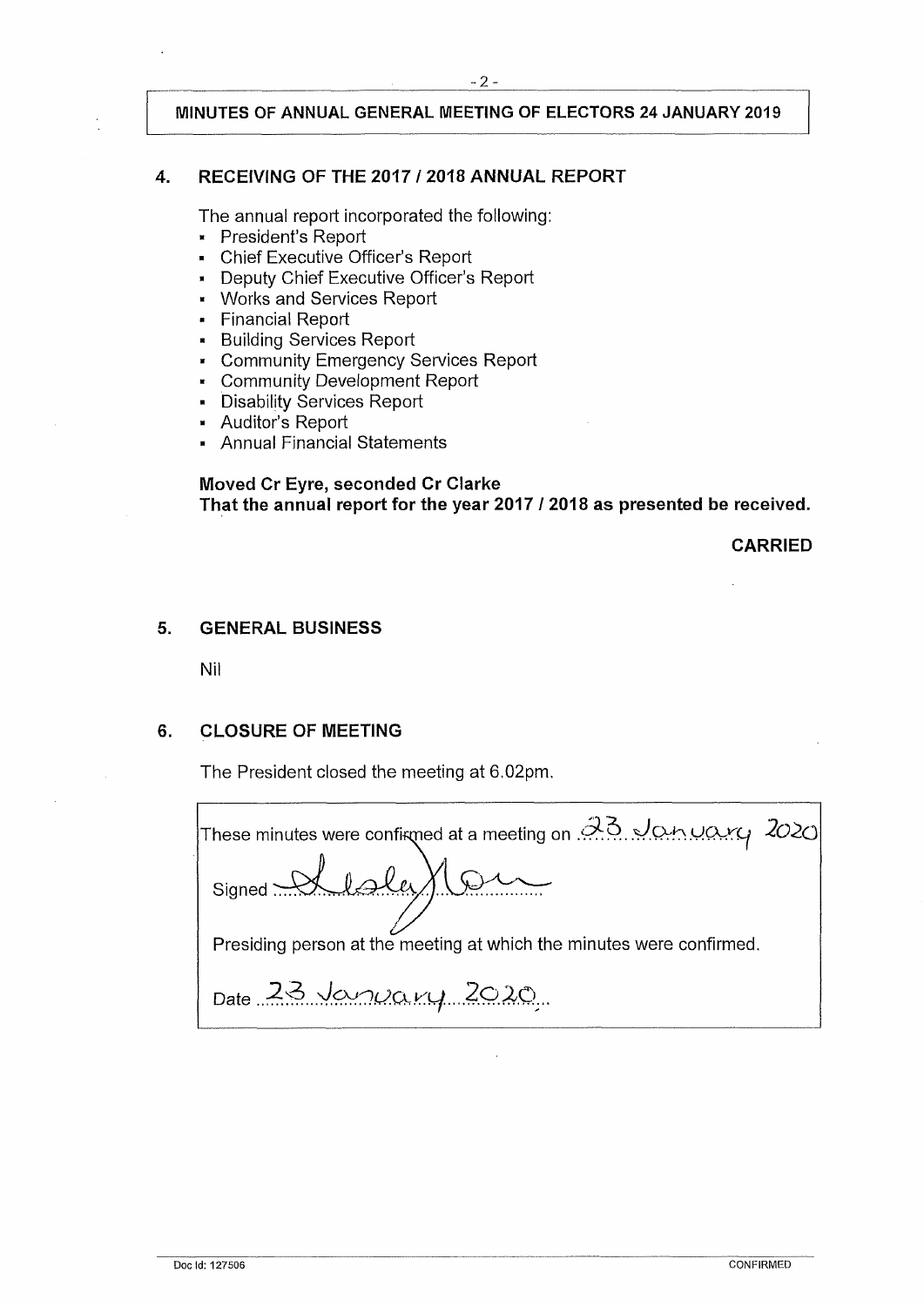## 4. RECEIVING OF THE 2017 / 2018 ANNUAL REPORT

The annual report incorporated the following:

- President's Report
- Chief Executive Officer's Report
- Deputy Chief Executive Officer's Report
- Works and Services Report
- Financial Report
- Building Services Report
- Community Emergency Services Report
- Community Development Report
- Disability Services Report
- Auditor's Report
- Annual Financial Statements

**Moved Cr Eyre, seconded Cr Clarke**
**That the annual report for the year 2017 / 2018 as presented be received.**

**CARRIED**

## 5. GENERAL BUSINESS

Nil

## 6. CLOSURE OF MEETING

The President closed the meeting at 6.02pm.

These minutes were confirmed at a meeting on 23 January 2020

Signed ............

Presiding person at the meeting at which the minutes were confirmed.

Date 23 January 2020

Doc Id: 127506

CONFIRMED